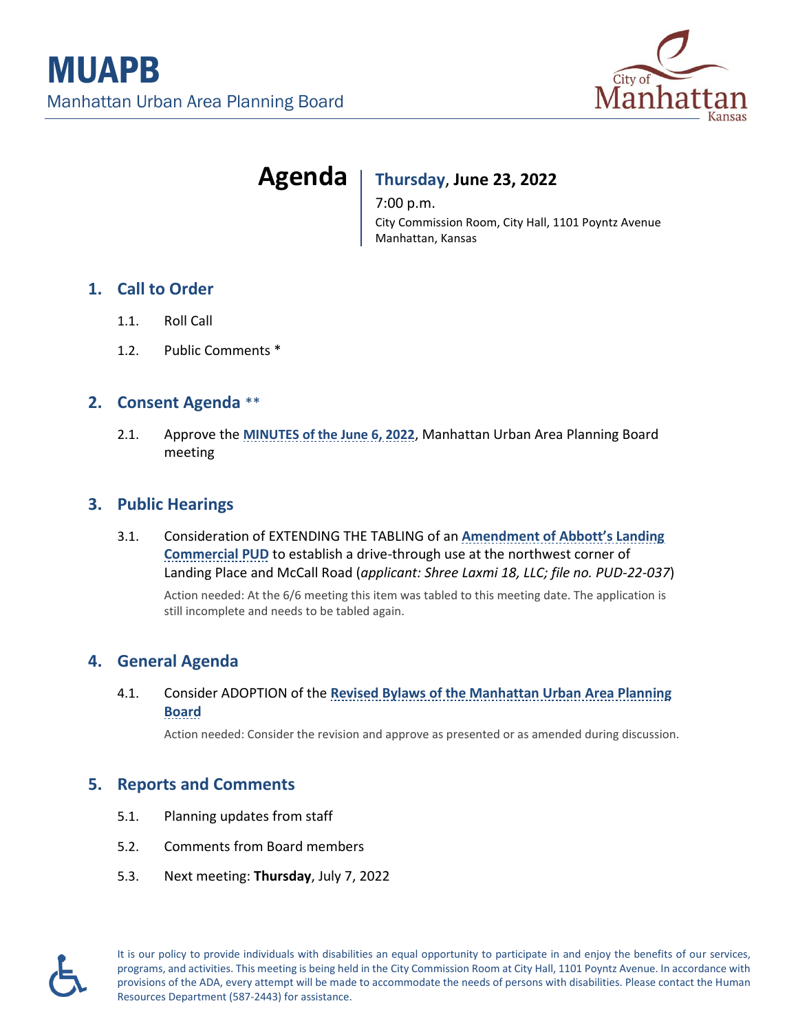# MUAPB

Manhattan Urban Area Planning Board

City of Manhattan Kansas

## Agenda

**Thursday, June 23, 2022**

7:00 p.m.

City Commission Room, City Hall, 1101 Poyntz Avenue
Manhattan, Kansas

## 1. Call to Order

1.1. Roll Call

1.2. Public Comments *

## 2. Consent Agenda **

2.1. Approve the **MINUTES of the June 6, 2022**, Manhattan Urban Area Planning Board meeting

## 3. Public Hearings

3.1. Consideration of EXTENDING THE TABLING of an **Amendment of Abbott's Landing Commercial PUD** to establish a drive-through use at the northwest corner of Landing Place and McCall Road (*applicant: Shree Laxmi 18, LLC; file no. PUD-22-037*)

Action needed: At the 6/6 meeting this item was tabled to this meeting date. The application is still incomplete and needs to be tabled again.

## 4. General Agenda

4.1. Consider ADOPTION of the **Revised Bylaws of the Manhattan Urban Area Planning Board**

Action needed: Consider the revision and approve as presented or as amended during discussion.

## 5. Reports and Comments

5.1. Planning updates from staff

5.2. Comments from Board members

5.3. Next meeting: **Thursday**, July 7, 2022

It is our policy to provide individuals with disabilities an equal opportunity to participate in and enjoy the benefits of our services, programs, and activities. This meeting is being held in the City Commission Room at City Hall, 1101 Poyntz Avenue. In accordance with provisions of the ADA, every attempt will be made to accommodate the needs of persons with disabilities. Please contact the Human Resources Department (587-2443) for assistance.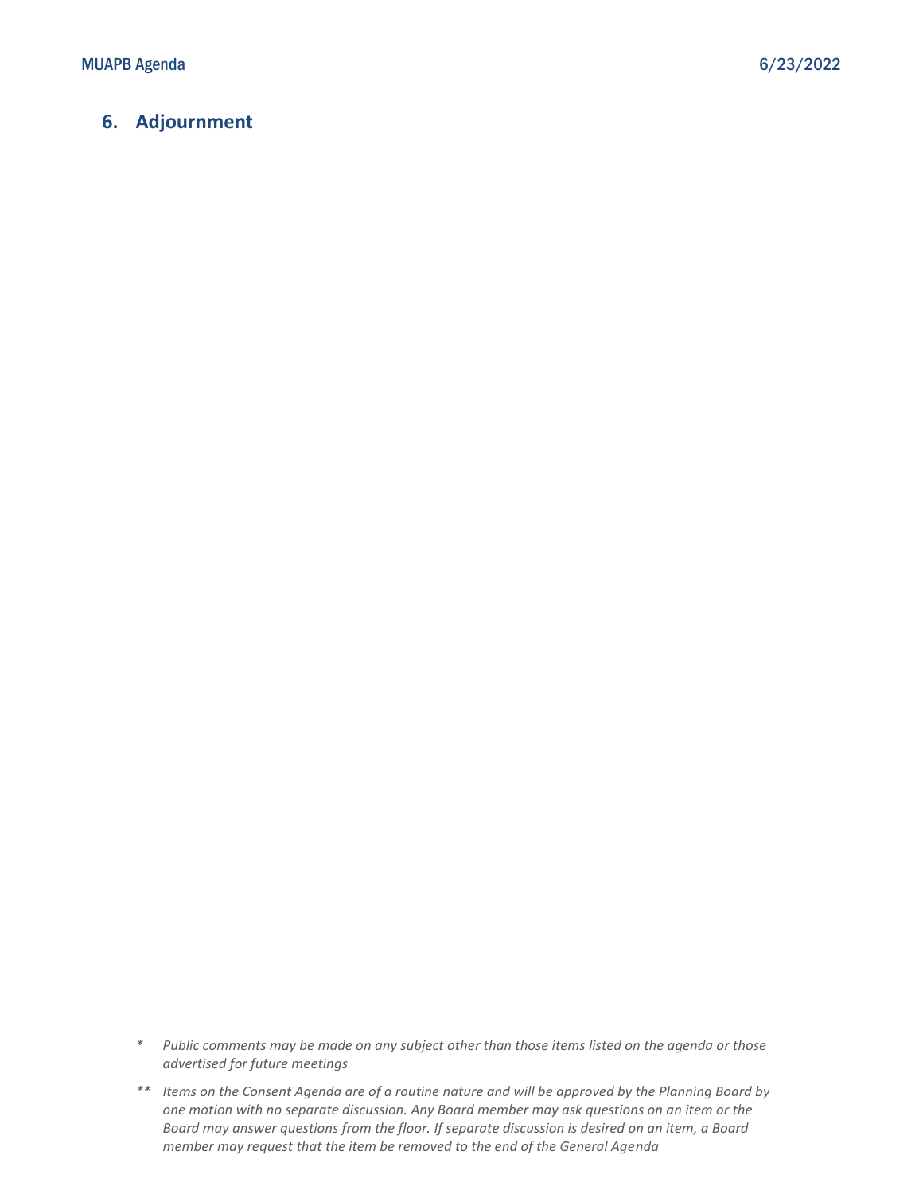## 6. Adjournment

- *\* Public comments may be made on any subject other than those items listed on the agenda or those advertised for future meetings*

- *\*\* Items on the Consent Agenda are of a routine nature and will be approved by the Planning Board by one motion with no separate discussion. Any Board member may ask questions on an item or the Board may answer questions from the floor. If separate discussion is desired on an item, a Board member may request that the item be removed to the end of the General Agenda*